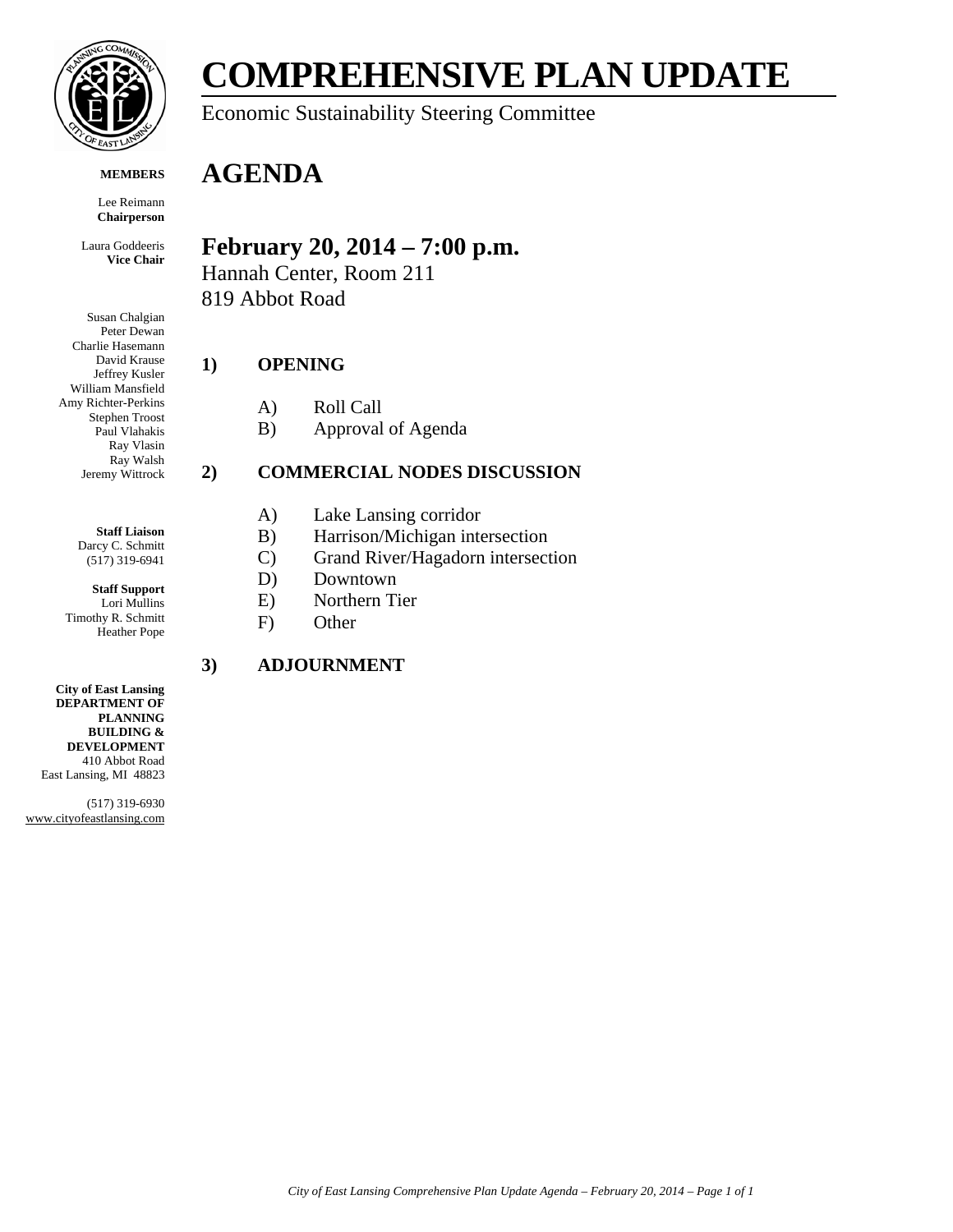# COMPREHENSIVE PLAN UPDATE

Economic Sustainability Steering Committee

## AGENDA

**MEMBERS**

Lee Reimann
**Chairperson**

Laura Goddeeris
**Vice Chair**

Susan Chalgian
Peter Dewan
Charlie Hasemann
David Krause
Jeffrey Kusler
William Mansfield
Amy Richter-Perkins
Stephen Troost
Paul Vlahakis
Ray Vlasin
Ray Walsh
Jeremy Wittrock

**Staff Liaison**
Darcy C. Schmitt
(517) 319-6941

**Staff Support**
Lori Mullins
Timothy R. Schmitt
Heather Pope

**City of East Lansing DEPARTMENT OF PLANNING BUILDING & DEVELOPMENT**
410 Abbot Road
East Lansing, MI 48823

(517) 319-6930
www.cityofeastlansing.com

## February 20, 2014 – 7:00 p.m.

Hannah Center, Room 211
819 Abbot Road

### 1) OPENING

A) Roll Call
B) Approval of Agenda

### 2) COMMERCIAL NODES DISCUSSION

A) Lake Lansing corridor
B) Harrison/Michigan intersection
C) Grand River/Hagadorn intersection
D) Downtown
E) Northern Tier
F) Other

### 3) ADJOURNMENT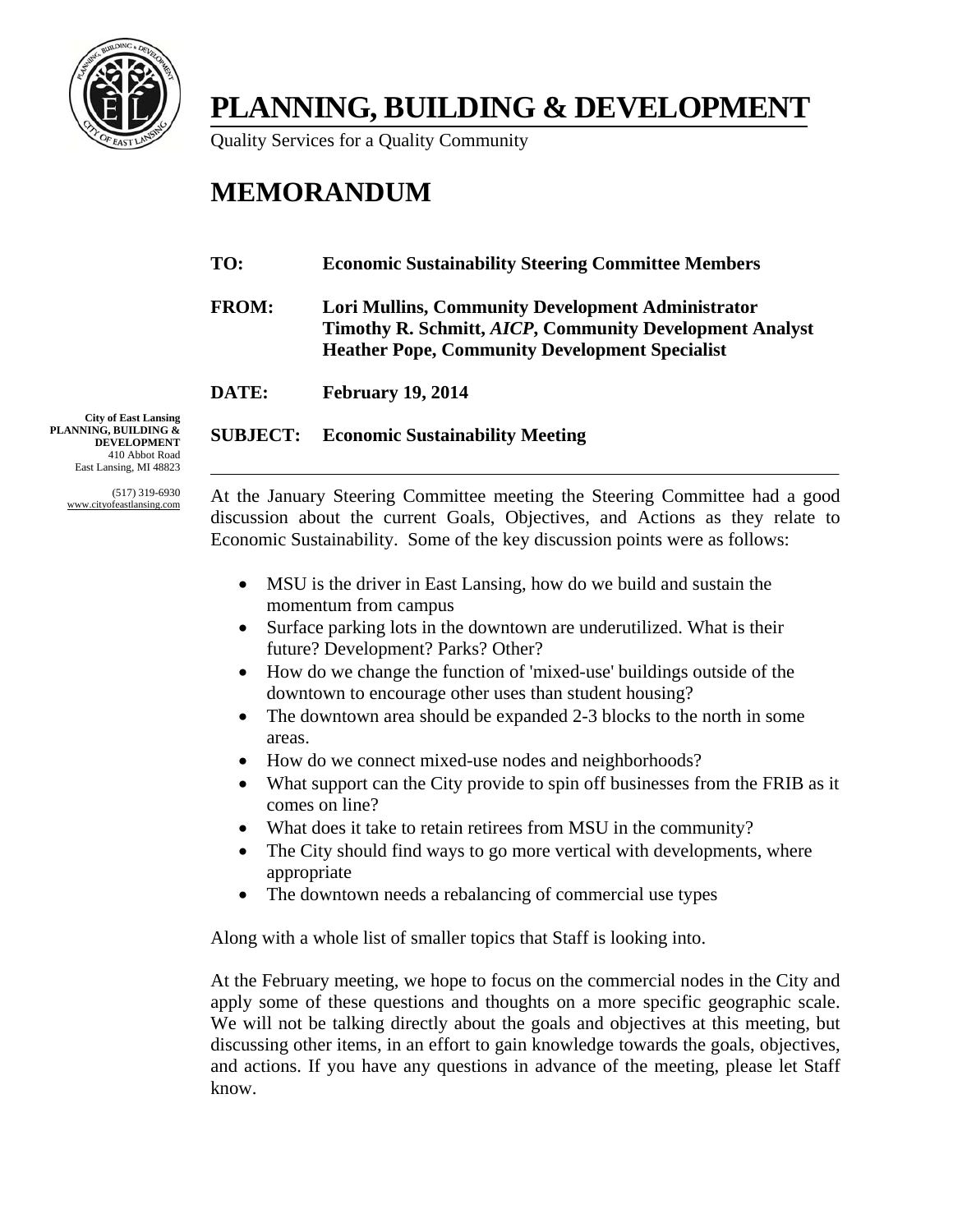# PLANNING, BUILDING & DEVELOPMENT

Quality Services for a Quality Community

# MEMORANDUM

**City of East Lansing**
**PLANNING, BUILDING & DEVELOPMENT**
410 Abbot Road
East Lansing, MI 48823

(517) 319-6930
www.cityofeastlansing.com

**TO:** **Economic Sustainability Steering Committee Members**

**FROM:** **Lori Mullins, Community Development Administrator**
**Timothy R. Schmitt, *AICP*, Community Development Analyst**
**Heather Pope, Community Development Specialist**

**DATE:** **February 19, 2014**

**SUBJECT:** **Economic Sustainability Meeting**

---

At the January Steering Committee meeting the Steering Committee had a good discussion about the current Goals, Objectives, and Actions as they relate to Economic Sustainability. Some of the key discussion points were as follows:

- MSU is the driver in East Lansing, how do we build and sustain the momentum from campus
- Surface parking lots in the downtown are underutilized. What is their future? Development? Parks? Other?
- How do we change the function of 'mixed-use' buildings outside of the downtown to encourage other uses than student housing?
- The downtown area should be expanded 2-3 blocks to the north in some areas.
- How do we connect mixed-use nodes and neighborhoods?
- What support can the City provide to spin off businesses from the FRIB as it comes on line?
- What does it take to retain retirees from MSU in the community?
- The City should find ways to go more vertical with developments, where appropriate
- The downtown needs a rebalancing of commercial use types

Along with a whole list of smaller topics that Staff is looking into.

At the February meeting, we hope to focus on the commercial nodes in the City and apply some of these questions and thoughts on a more specific geographic scale. We will not be talking directly about the goals and objectives at this meeting, but discussing other items, in an effort to gain knowledge towards the goals, objectives, and actions. If you have any questions in advance of the meeting, please let Staff know.